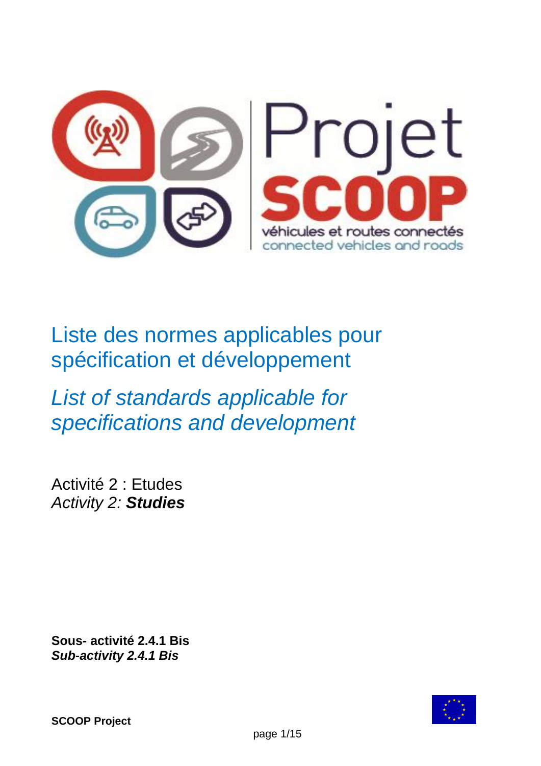Projet SCOOP

véhicules et routes connectés

connected vehicles and roads

# Liste des normes applicables pour spécification et développement

# *List of standards applicable for specifications and development*

Activité 2 : Etudes

*Activity 2: **Studies***

**Sous- activité 2.4.1 Bis**

***Sub-activity 2.4.1 Bis***

**SCOOP Project**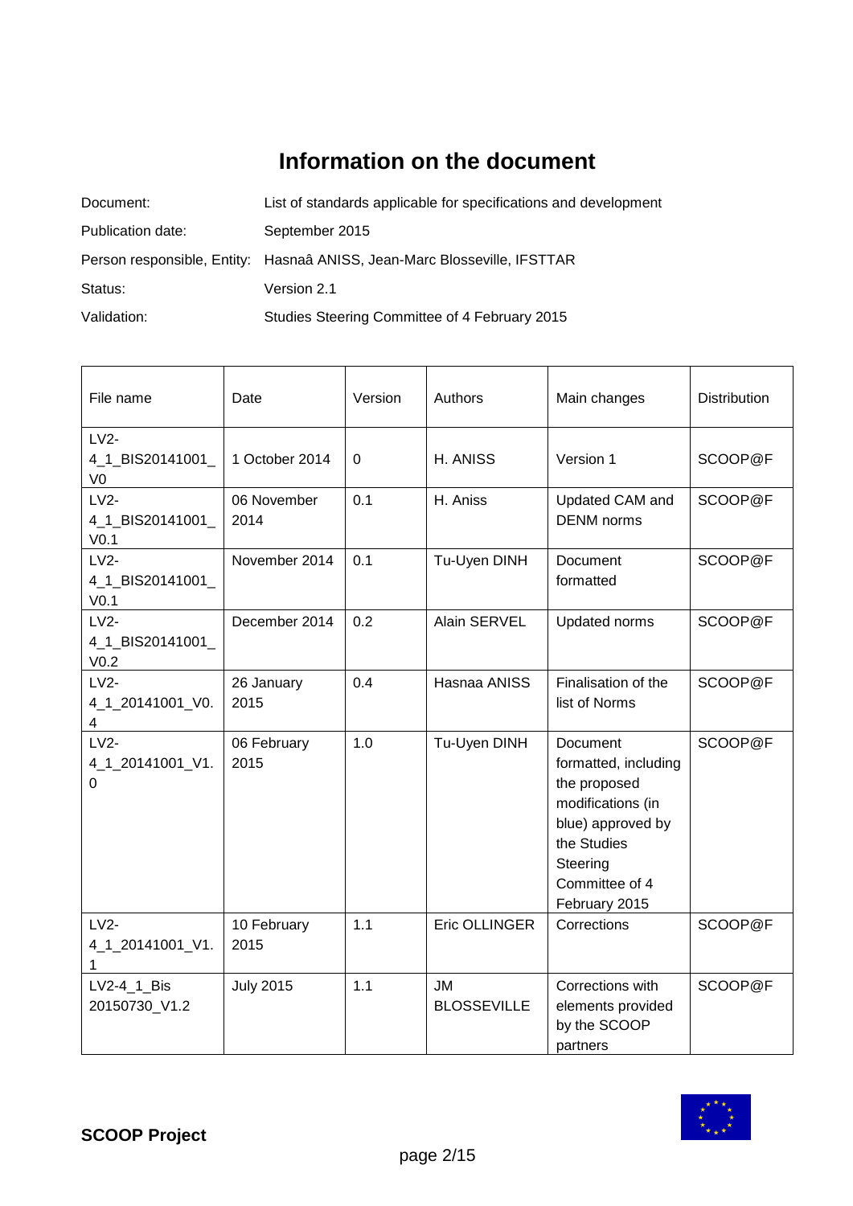# Information on the document

Document: List of standards applicable for specifications and development

Publication date: September 2015

Person responsible, Entity: Hasnaâ ANISS, Jean-Marc Blosseville, IFSTTAR

Status: Version 2.1

Validation: Studies Steering Committee of 4 February 2015

| File name | Date | Version | Authors | Main changes | Distribution |
|---|---|---|---|---|---|
| LV2-4_1_BIS20141001_V0 | 1 October 2014 | 0 | H. ANISS | Version 1 | SCOOP@F |
| LV2-4_1_BIS20141001_V0.1 | 06 November 2014 | 0.1 | H. Aniss | Updated CAM and DENM norms | SCOOP@F |
| LV2-4_1_BIS20141001_V0.1 | November 2014 | 0.1 | Tu-Uyen DINH | Document formatted | SCOOP@F |
| LV2-4_1_BIS20141001_V0.2 | December 2014 | 0.2 | Alain SERVEL | Updated norms | SCOOP@F |
| LV2-4_1_20141001_V0.4 | 26 January 2015 | 0.4 | Hasnaa ANISS | Finalisation of the list of Norms | SCOOP@F |
| LV2-4_1_20141001_V1.0 | 06 February 2015 | 1.0 | Tu-Uyen DINH | Document formatted, including the proposed modifications (in blue) approved by the Studies Steering Committee of 4 February 2015 | SCOOP@F |
| LV2-4_1_20141001_V1.1 | 10 February 2015 | 1.1 | Eric OLLINGER | Corrections | SCOOP@F |
| LV2-4_1_Bis 20150730_V1.2 | July 2015 | 1.1 | JM BLOSSEVILLE | Corrections with elements provided by the SCOOP partners | SCOOP@F |

**SCOOP Project**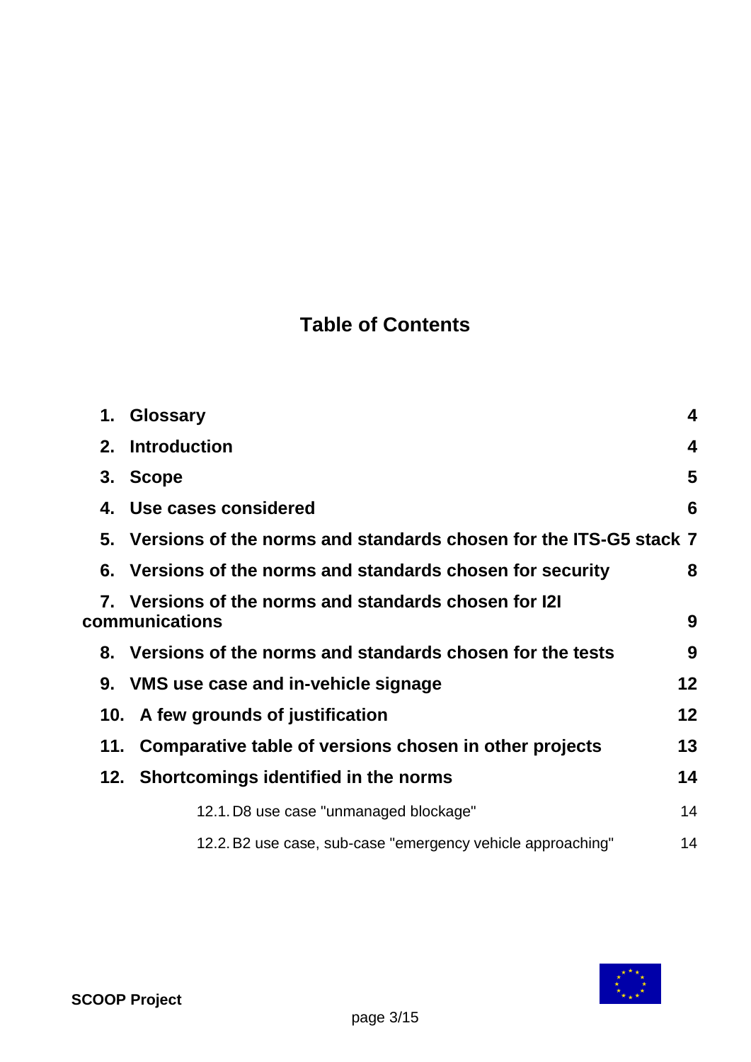# Table of Contents

| | | |
|---|---|---|
| 1. | **Glossary** | 4 |
| 2. | **Introduction** | 4 |
| 3. | **Scope** | 5 |
| 4. | **Use cases considered** | 6 |
| 5. | **Versions of the norms and standards chosen for the ITS-G5 stack** | 7 |
| 6. | **Versions of the norms and standards chosen for security** | 8 |
| 7. | **Versions of the norms and standards chosen for I2I communications** | 9 |
| 8. | **Versions of the norms and standards chosen for the tests** | 9 |
| 9. | **VMS use case and in-vehicle signage** | 12 |
| 10. | **A few grounds of justification** | 12 |
| 11. | **Comparative table of versions chosen in other projects** | 13 |
| 12. | **Shortcomings identified in the norms** | 14 |
| 12.1. | D8 use case "unmanaged blockage" | 14 |
| 12.2. | B2 use case, sub-case "emergency vehicle approaching" | 14 |

**SCOOP Project**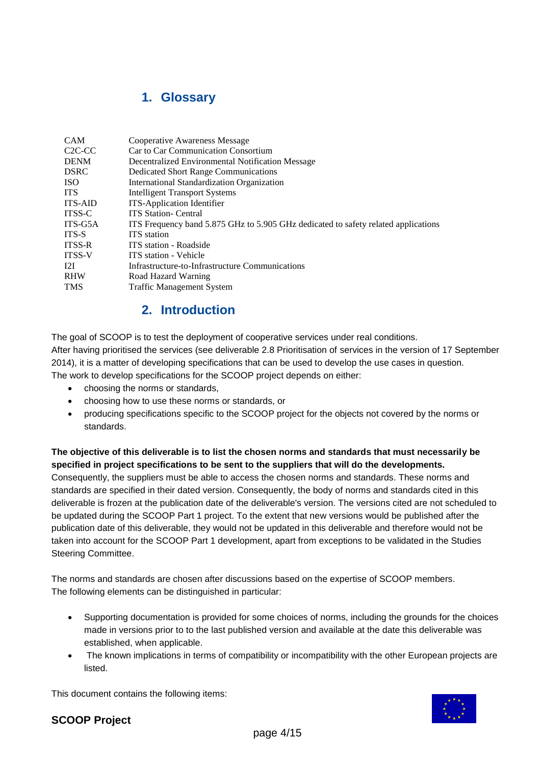# 1. Glossary

| | |
|---|---|
| CAM | Cooperative Awareness Message |
| C2C-CC | Car to Car Communication Consortium |
| DENM | Decentralized Environmental Notification Message |
| DSRC | Dedicated Short Range Communications |
| ISO | International Standardization Organization |
| ITS | Intelligent Transport Systems |
| ITS-AID | ITS-Application Identifier |
| ITSS-C | ITS Station- Central |
| ITS-G5A | ITS Frequency band 5.875 GHz to 5.905 GHz dedicated to safety related applications |
| ITS-S | ITS station |
| ITSS-R | ITS station - Roadside |
| ITSS-V | ITS station - Vehicle |
| I2I | Infrastructure-to-Infrastructure Communications |
| RHW | Road Hazard Warning |
| TMS | Traffic Management System |

# 2. Introduction

The goal of SCOOP is to test the deployment of cooperative services under real conditions.
After having prioritised the services (see deliverable 2.8 Prioritisation of services in the version of 17 September 2014), it is a matter of developing specifications that can be used to develop the use cases in question.
The work to develop specifications for the SCOOP project depends on either:

- choosing the norms or standards,
- choosing how to use these norms or standards, or
- producing specifications specific to the SCOOP project for the objects not covered by the norms or standards.

**The objective of this deliverable is to list the chosen norms and standards that must necessarily be specified in project specifications to be sent to the suppliers that will do the developments.**
Consequently, the suppliers must be able to access the chosen norms and standards. These norms and standards are specified in their dated version. Consequently, the body of norms and standards cited in this deliverable is frozen at the publication date of the deliverable's version. The versions cited are not scheduled to be updated during the SCOOP Part 1 project. To the extent that new versions would be published after the publication date of this deliverable, they would not be updated in this deliverable and therefore would not be taken into account for the SCOOP Part 1 development, apart from exceptions to be validated in the Studies Steering Committee.

The norms and standards are chosen after discussions based on the expertise of SCOOP members.
The following elements can be distinguished in particular:

- Supporting documentation is provided for some choices of norms, including the grounds for the choices made in versions prior to to the last published version and available at the date this deliverable was established, when applicable.
- The known implications in terms of compatibility or incompatibility with the other European projects are listed.

This document contains the following items: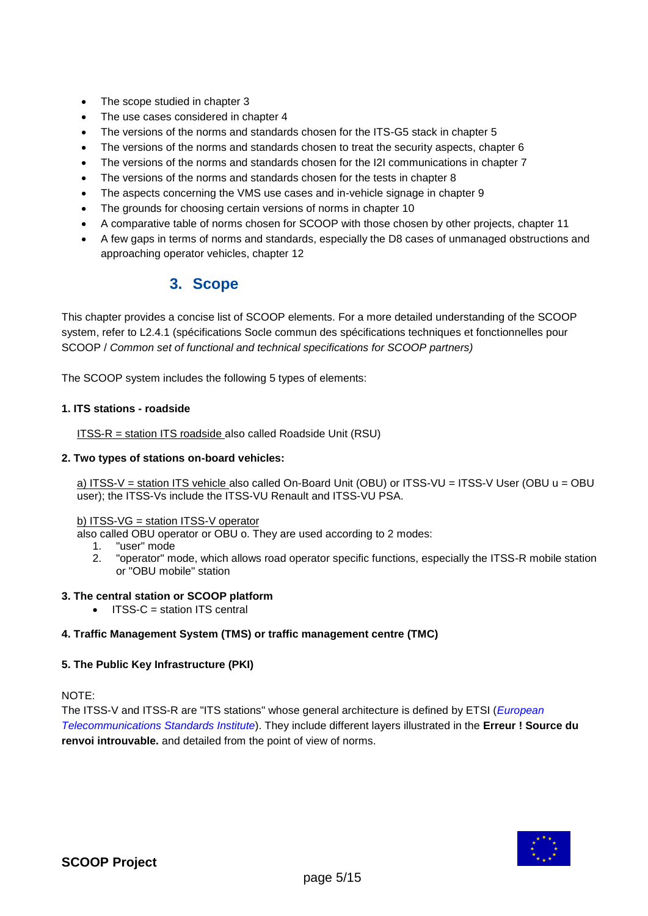- The scope studied in chapter 3
- The use cases considered in chapter 4
- The versions of the norms and standards chosen for the ITS-G5 stack in chapter 5
- The versions of the norms and standards chosen to treat the security aspects, chapter 6
- The versions of the norms and standards chosen for the I2I communications in chapter 7
- The versions of the norms and standards chosen for the tests in chapter 8
- The aspects concerning the VMS use cases and in-vehicle signage in chapter 9
- The grounds for choosing certain versions of norms in chapter 10
- A comparative table of norms chosen for SCOOP with those chosen by other projects, chapter 11
- A few gaps in terms of norms and standards, especially the D8 cases of unmanaged obstructions and approaching operator vehicles, chapter 12

## 3. Scope

This chapter provides a concise list of SCOOP elements. For a more detailed understanding of the SCOOP system, refer to L2.4.1 (spécifications Socle commun des spécifications techniques et fonctionnelles pour SCOOP / *Common set of functional and technical specifications for SCOOP partners)*

The SCOOP system includes the following 5 types of elements:

**1. ITS stations - roadside**

ITSS-R = station ITS roadside also called Roadside Unit (RSU)

**2. Two types of stations on-board vehicles:**

a) ITSS-V = station ITS vehicle also called On-Board Unit (OBU) or ITSS-VU = ITSS-V User (OBU u = OBU user); the ITSS-Vs include the ITSS-VU Renault and ITSS-VU PSA.

b) ITSS-VG = station ITSS-V operator
also called OBU operator or OBU o. They are used according to 2 modes:

1. "user" mode
2. "operator" mode, which allows road operator specific functions, especially the ITSS-R mobile station or "OBU mobile" station

**3. The central station or SCOOP platform**

- ITSS-C = station ITS central

**4. Traffic Management System (TMS) or traffic management centre (TMC)**

**5. The Public Key Infrastructure (PKI)**

NOTE:
The ITSS-V and ITSS-R are "ITS stations" whose general architecture is defined by ETSI (*European Telecommunications Standards Institute*). They include different layers illustrated in the **Erreur ! Source du renvoi introuvable.** and detailed from the point of view of norms.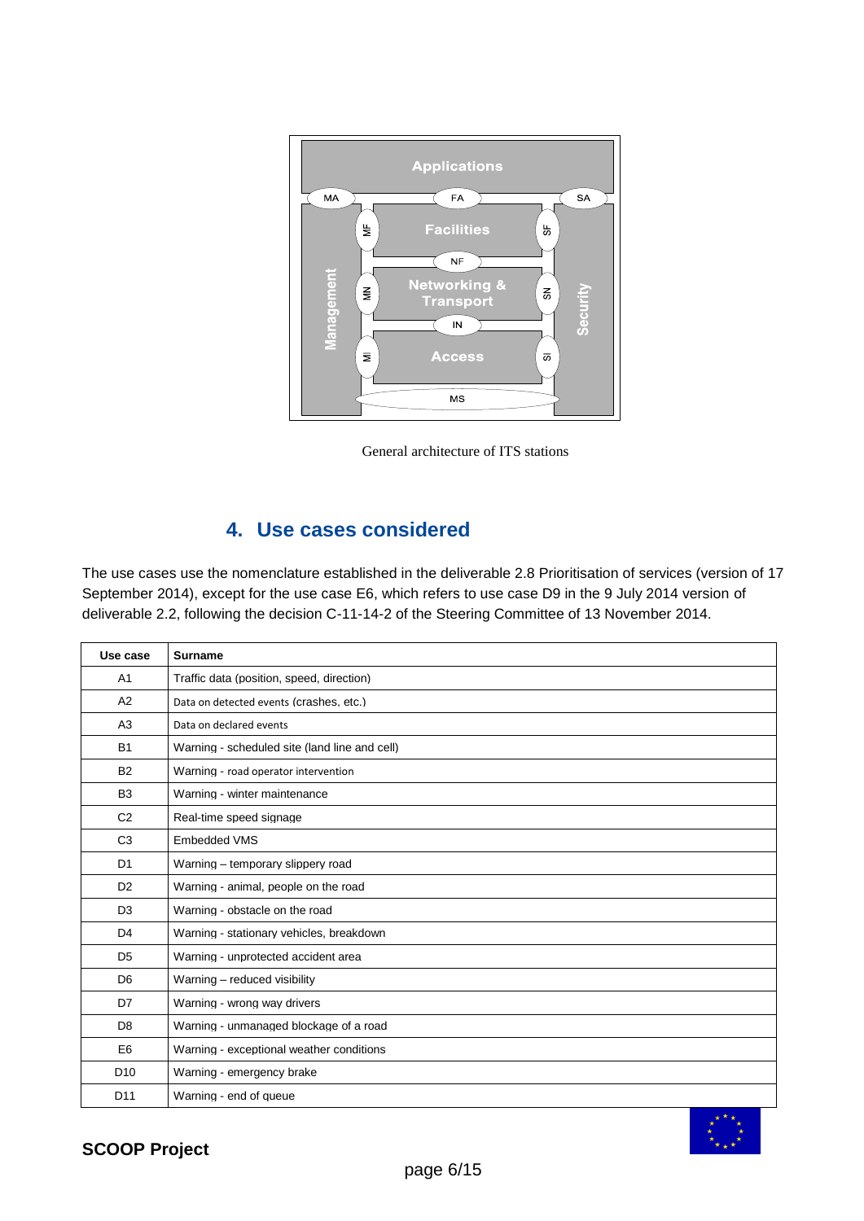General architecture of ITS stations

## 4. Use cases considered

The use cases use the nomenclature established in the deliverable 2.8 Prioritisation of services (version of 17 September 2014), except for the use case E6, which refers to use case D9 in the 9 July 2014 version of deliverable 2.2, following the decision C-11-14-2 of the Steering Committee of 13 November 2014.

| Use case | Surname |
|---|---|
| A1 | Traffic data (position, speed, direction) |
| A2 | Data on detected events (crashes, etc.) |
| A3 | Data on declared events |
| B1 | Warning - scheduled site (land line and cell) |
| B2 | Warning - road operator intervention |
| B3 | Warning - winter maintenance |
| C2 | Real-time speed signage |
| C3 | Embedded VMS |
| D1 | Warning – temporary slippery road |
| D2 | Warning - animal, people on the road |
| D3 | Warning - obstacle on the road |
| D4 | Warning - stationary vehicles, breakdown |
| D5 | Warning - unprotected accident area |
| D6 | Warning – reduced visibility |
| D7 | Warning - wrong way drivers |
| D8 | Warning - unmanaged blockage of a road |
| E6 | Warning - exceptional weather conditions |
| D10 | Warning - emergency brake |
| D11 | Warning - end of queue |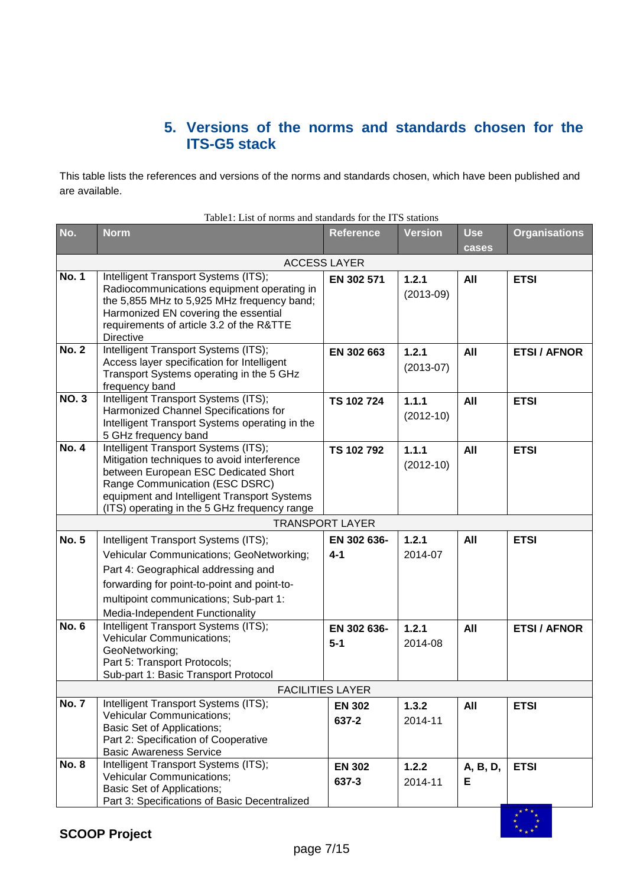## 5. Versions of the norms and standards chosen for the ITS-G5 stack

This table lists the references and versions of the norms and standards chosen, which have been published and are available.

Table1: List of norms and standards for the ITS stations

| No. | Norm | Reference | Version | Use cases | Organisations |
|---|---|---|---|---|---|
| | ACCESS LAYER | | | | |
| **No. 1** | Intelligent Transport Systems (ITS); Radiocommunications equipment operating in the 5,855 MHz to 5,925 MHz frequency band; Harmonized EN covering the essential requirements of article 3.2 of the R&TTE Directive | **EN 302 571** | **1.2.1** (2013-09) | **All** | **ETSI** |
| **No. 2** | Intelligent Transport Systems (ITS); Access layer specification for Intelligent Transport Systems operating in the 5 GHz frequency band | **EN 302 663** | **1.2.1** (2013-07) | **All** | **ETSI / AFNOR** |
| **NO. 3** | Intelligent Transport Systems (ITS); Harmonized Channel Specifications for Intelligent Transport Systems operating in the 5 GHz frequency band | **TS 102 724** | **1.1.1** (2012-10) | **All** | **ETSI** |
| **No. 4** | Intelligent Transport Systems (ITS); Mitigation techniques to avoid interference between European ESC Dedicated Short Range Communication (ESC DSRC) equipment and Intelligent Transport Systems (ITS) operating in the 5 GHz frequency range | **TS 102 792** | **1.1.1** (2012-10) | **All** | **ETSI** |
| | TRANSPORT LAYER | | | | |
| **No. 5** | Intelligent Transport Systems (ITS); Vehicular Communications; GeoNetworking; Part 4: Geographical addressing and forwarding for point-to-point and point-to-multipoint communications; Sub-part 1: Media-Independent Functionality | **EN 302 636-4-1** | **1.2.1** 2014-07 | **All** | **ETSI** |
| **No. 6** | Intelligent Transport Systems (ITS); Vehicular Communications; GeoNetworking; Part 5: Transport Protocols; Sub-part 1: Basic Transport Protocol | **EN 302 636-5-1** | **1.2.1** 2014-08 | **All** | **ETSI / AFNOR** |
| | FACILITIES LAYER | | | | |
| **No. 7** | Intelligent Transport Systems (ITS); Vehicular Communications; Basic Set of Applications; Part 2: Specification of Cooperative Basic Awareness Service | **EN 302 637-2** | **1.3.2** 2014-11 | **All** | **ETSI** |
| **No. 8** | Intelligent Transport Systems (ITS); Vehicular Communications; Basic Set of Applications; Part 3: Specifications of Basic Decentralized | **EN 302 637-3** | **1.2.2** 2014-11 | **A, B, D, E** | **ETSI** |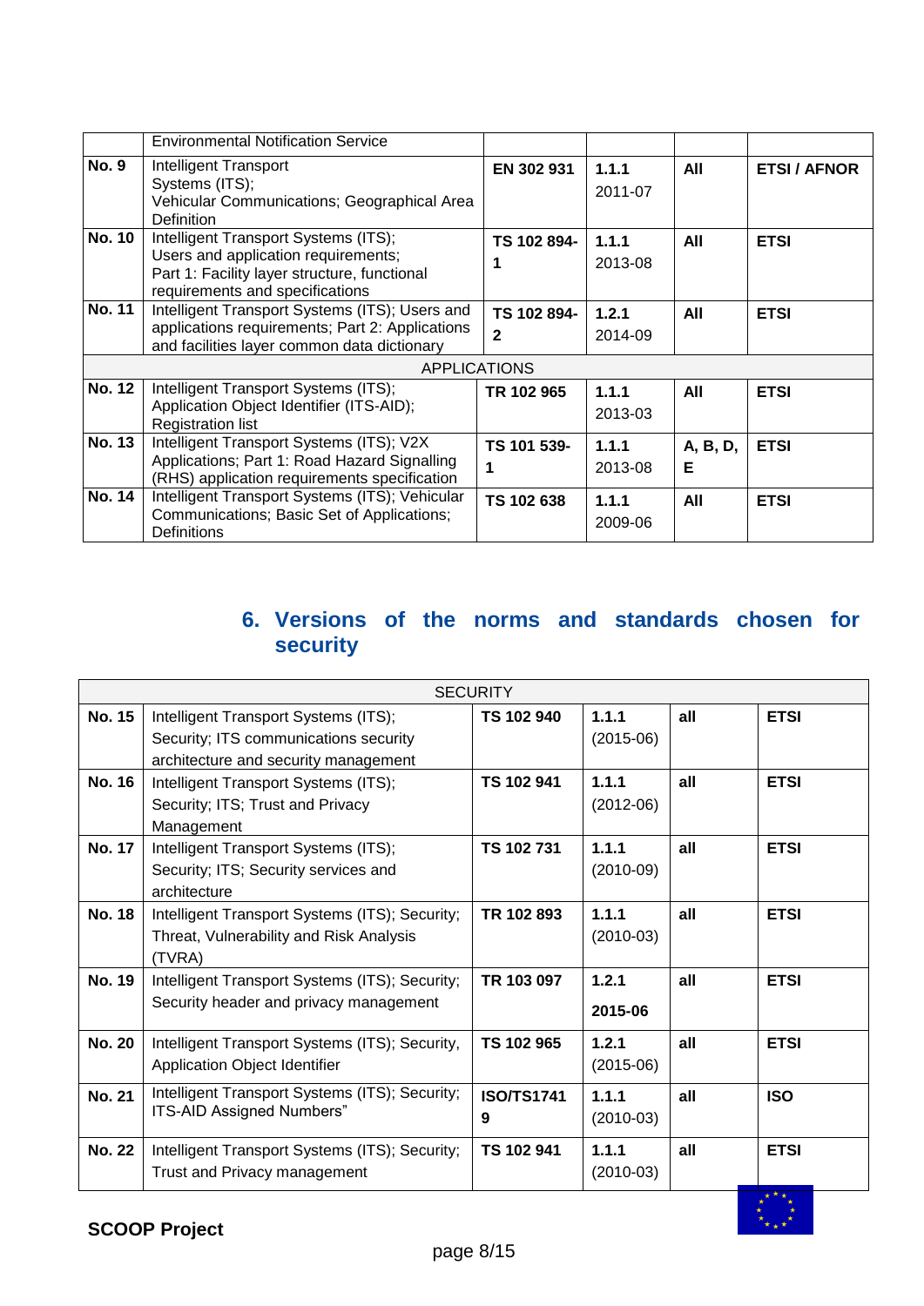| | | | | | |
|---|---|---|---|---|---|
| | Environmental Notification Service | | | | |
| **No. 9** | Intelligent Transport Systems (ITS); Vehicular Communications; Geographical Area Definition | **EN 302 931** | **1.1.1** 2011-07 | **All** | **ETSI / AFNOR** |
| **No. 10** | Intelligent Transport Systems (ITS); Users and application requirements; Part 1: Facility layer structure, functional requirements and specifications | **TS 102 894-1** | **1.1.1** 2013-08 | **All** | **ETSI** |
| **No. 11** | Intelligent Transport Systems (ITS); Users and applications requirements; Part 2: Applications and facilities layer common data dictionary | **TS 102 894-2** | **1.2.1** 2014-09 | **All** | **ETSI** |
| | APPLICATIONS | | | | |
| **No. 12** | Intelligent Transport Systems (ITS); Application Object Identifier (ITS-AID); Registration list | **TR 102 965** | **1.1.1** 2013-03 | **All** | **ETSI** |
| **No. 13** | Intelligent Transport Systems (ITS); V2X Applications; Part 1: Road Hazard Signalling (RHS) application requirements specification | **TS 101 539-1** | **1.1.1** 2013-08 | **A, B, D, E** | **ETSI** |
| **No. 14** | Intelligent Transport Systems (ITS); Vehicular Communications; Basic Set of Applications; Definitions | **TS 102 638** | **1.1.1** 2009-06 | **All** | **ETSI** |

## 6. Versions of the norms and standards chosen for security

| | | | | | |
|---|---|---|---|---|---|
| | SECURITY | | | | |
| **No. 15** | Intelligent Transport Systems (ITS); Security; ITS communications security architecture and security management | **TS 102 940** | **1.1.1** (2015-06) | **all** | **ETSI** |
| **No. 16** | Intelligent Transport Systems (ITS); Security; ITS; Trust and Privacy Management | **TS 102 941** | **1.1.1** (2012-06) | **all** | **ETSI** |
| **No. 17** | Intelligent Transport Systems (ITS); Security; ITS; Security services and architecture | **TS 102 731** | **1.1.1** (2010-09) | **all** | **ETSI** |
| **No. 18** | Intelligent Transport Systems (ITS); Security; Threat, Vulnerability and Risk Analysis (TVRA) | **TR 102 893** | **1.1.1** (2010-03) | **all** | **ETSI** |
| **No. 19** | Intelligent Transport Systems (ITS); Security; Security header and privacy management | **TR 103 097** | **1.2.1** **2015-06** | **all** | **ETSI** |
| **No. 20** | Intelligent Transport Systems (ITS); Security, Application Object Identifier | **TS 102 965** | **1.2.1** (2015-06) | **all** | **ETSI** |
| **No. 21** | Intelligent Transport Systems (ITS); Security; ITS-AID Assigned Numbers" | **ISO/TS17419** | **1.1.1** (2010-03) | **all** | **ISO** |
| **No. 22** | Intelligent Transport Systems (ITS); Security; Trust and Privacy management | **TS 102 941** | **1.1.1** (2010-03) | **all** | **ETSI** |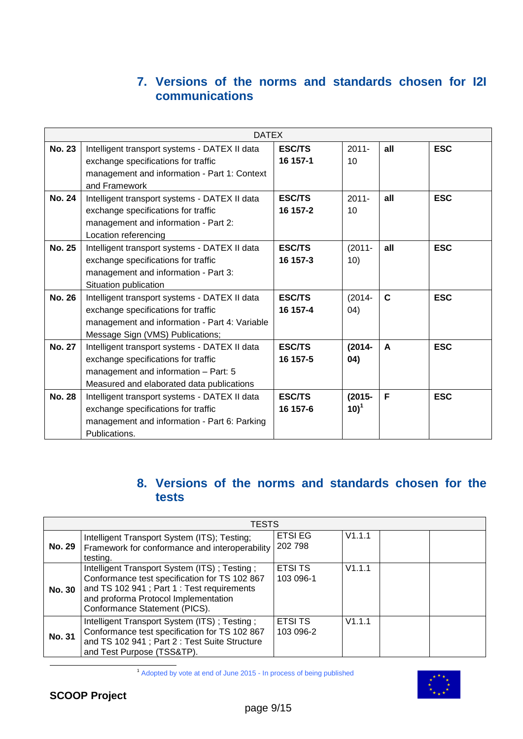## 7. Versions of the norms and standards chosen for I2I communications

| DATEX | | | | | |
|---|---|---|---|---|---|
| **No. 23** | Intelligent transport systems - DATEX II data exchange specifications for traffic management and information - Part 1: Context and Framework | **ESC/TS 16 157-1** | 2011-10 | **all** | **ESC** |
| **No. 24** | Intelligent transport systems - DATEX II data exchange specifications for traffic management and information - Part 2: Location referencing | **ESC/TS 16 157-2** | 2011-10 | **all** | **ESC** |
| **No. 25** | Intelligent transport systems - DATEX II data exchange specifications for traffic management and information - Part 3: Situation publication | **ESC/TS 16 157-3** | (2011-10) | **all** | **ESC** |
| **No. 26** | Intelligent transport systems - DATEX II data exchange specifications for traffic management and information - Part 4: Variable Message Sign (VMS) Publications; | **ESC/TS 16 157-4** | (2014-04) | **C** | **ESC** |
| **No. 27** | Intelligent transport systems - DATEX II data exchange specifications for traffic management and information – Part: 5 Measured and elaborated data publications | **ESC/TS 16 157-5** | **(2014-04)** | **A** | **ESC** |
| **No. 28** | Intelligent transport systems - DATEX II data exchange specifications for traffic management and information - Part 6: Parking Publications. | **ESC/TS 16 157-6** | **(2015-10)**[1] | **F** | **ESC** |

## 8. Versions of the norms and standards chosen for the tests

| TESTS | | | | | |
|---|---|---|---|---|---|
| **No. 29** | Intelligent Transport System (ITS); Testing; Framework for conformance and interoperability testing. | ETSI EG 202 798 | V1.1.1 | | |
| **No. 30** | Intelligent Transport System (ITS) ; Testing ; Conformance test specification for TS 102 867 and TS 102 941 ; Part 1 : Test requirements and proforma Protocol Implementation Conformance Statement (PICS). | ETSI TS 103 096-1 | V1.1.1 | | |
| **No. 31** | Intelligent Transport System (ITS) ; Testing ; Conformance test specification for TS 102 867 and TS 102 941 ; Part 2 : Test Suite Structure and Test Purpose (TSS&TP). | ETSI TS 103 096-2 | V1.1.1 | | |

[1] Adopted by vote at end of June 2015 - In process of being published

**SCOOP Project**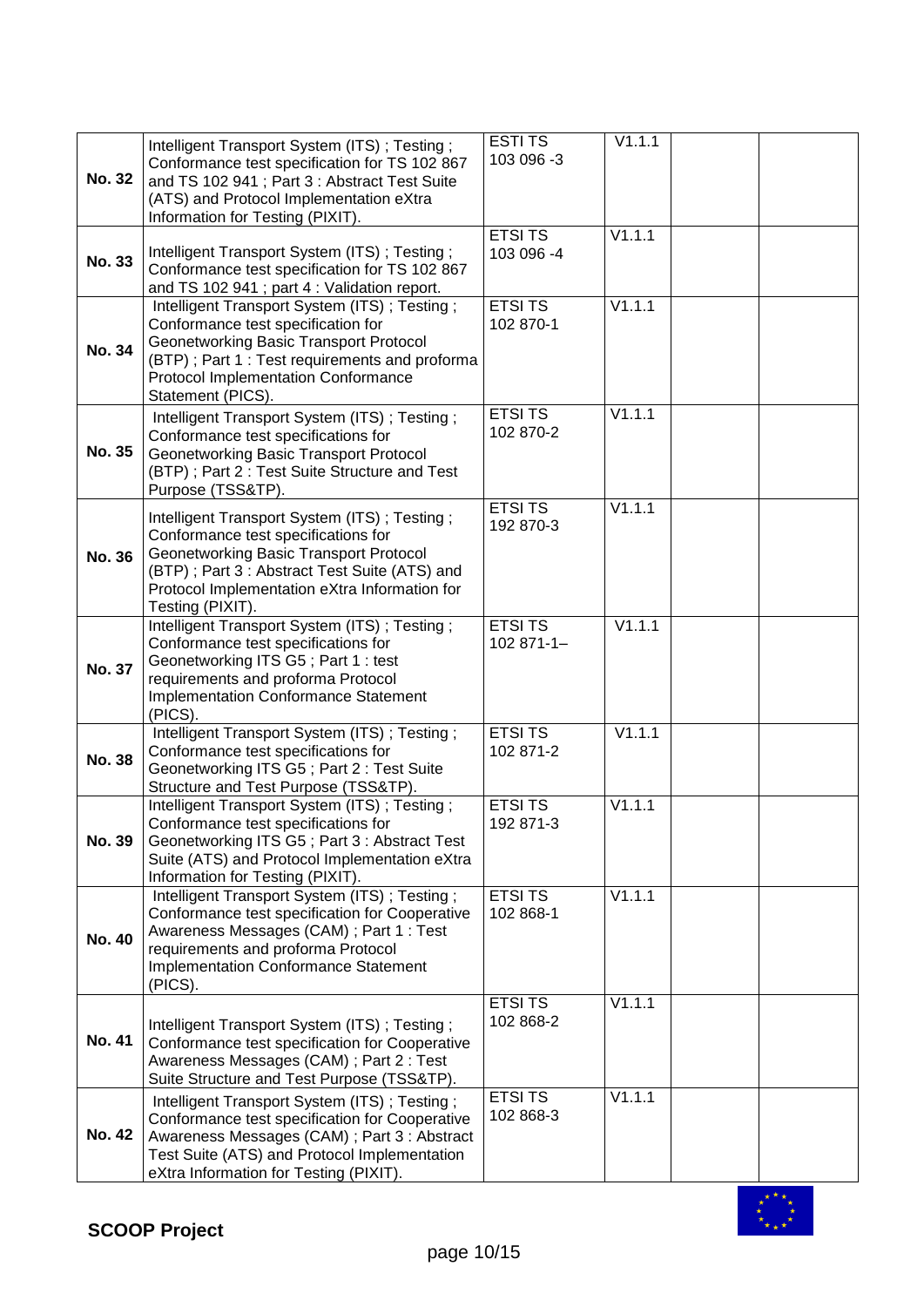| | | | | | |
|---|---|---|---|---|---|
| **No. 32** | Intelligent Transport System (ITS) ; Testing ; Conformance test specification for TS 102 867 and TS 102 941 ; Part 3 : Abstract Test Suite (ATS) and Protocol Implementation eXtra Information for Testing (PIXIT). | ESTI TS 103 096 -3 | V1.1.1 | | |
| **No. 33** | Intelligent Transport System (ITS) ; Testing ; Conformance test specification for TS 102 867 and TS 102 941 ; part 4 : Validation report. | ETSI TS 103 096 -4 | V1.1.1 | | |
| **No. 34** | Intelligent Transport System (ITS) ; Testing ; Conformance test specification for Geonetworking Basic Transport Protocol (BTP) ; Part 1 : Test requirements and proforma Protocol Implementation Conformance Statement (PICS). | ETSI TS 102 870-1 | V1.1.1 | | |
| **No. 35** | Intelligent Transport System (ITS) ; Testing ; Conformance test specifications for Geonetworking Basic Transport Protocol (BTP) ; Part 2 : Test Suite Structure and Test Purpose (TSS&TP). | ETSI TS 102 870-2 | V1.1.1 | | |
| **No. 36** | Intelligent Transport System (ITS) ; Testing ; Conformance test specifications for Geonetworking Basic Transport Protocol (BTP) ; Part 3 : Abstract Test Suite (ATS) and Protocol Implementation eXtra Information for Testing (PIXIT). | ETSI TS 192 870-3 | V1.1.1 | | |
| **No. 37** | Intelligent Transport System (ITS) ; Testing ; Conformance test specifications for Geonetworking ITS G5 ; Part 1 : test requirements and proforma Protocol Implementation Conformance Statement (PICS). | ETSI TS 102 871-1– | V1.1.1 | | |
| **No. 38** | Intelligent Transport System (ITS) ; Testing ; Conformance test specifications for Geonetworking ITS G5 ; Part 2 : Test Suite Structure and Test Purpose (TSS&TP). | ETSI TS 102 871-2 | V1.1.1 | | |
| **No. 39** | Intelligent Transport System (ITS) ; Testing ; Conformance test specifications for Geonetworking ITS G5 ; Part 3 : Abstract Test Suite (ATS) and Protocol Implementation eXtra Information for Testing (PIXIT). | ETSI TS 192 871-3 | V1.1.1 | | |
| **No. 40** | Intelligent Transport System (ITS) ; Testing ; Conformance test specification for Cooperative Awareness Messages (CAM) ; Part 1 : Test requirements and proforma Protocol Implementation Conformance Statement (PICS). | ETSI TS 102 868-1 | V1.1.1 | | |
| **No. 41** | Intelligent Transport System (ITS) ; Testing ; Conformance test specification for Cooperative Awareness Messages (CAM) ; Part 2 : Test Suite Structure and Test Purpose (TSS&TP). | ETSI TS 102 868-2 | V1.1.1 | | |
| **No. 42** | Intelligent Transport System (ITS) ; Testing ; Conformance test specification for Cooperative Awareness Messages (CAM) ; Part 3 : Abstract Test Suite (ATS) and Protocol Implementation eXtra Information for Testing (PIXIT). | ETSI TS 102 868-3 | V1.1.1 | | |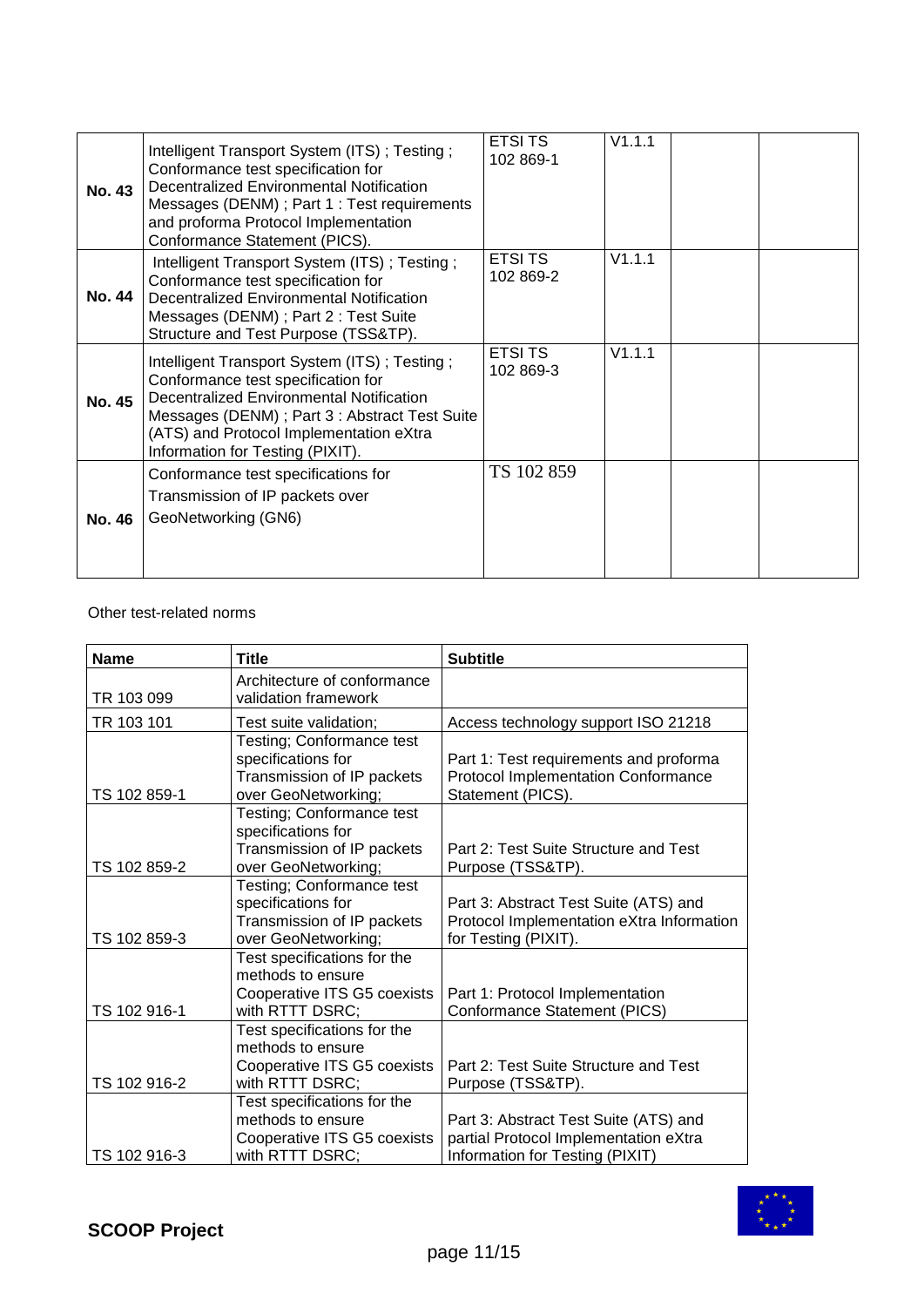| | | | | | |
|---|---|---|---|---|---|
| **No. 43** | Intelligent Transport System (ITS) ; Testing ; Conformance test specification for Decentralized Environmental Notification Messages (DENM) ; Part 1 : Test requirements and proforma Protocol Implementation Conformance Statement (PICS). | ETSI TS 102 869-1 | V1.1.1 | | |
| **No. 44** | Intelligent Transport System (ITS) ; Testing ; Conformance test specification for Decentralized Environmental Notification Messages (DENM) ; Part 2 : Test Suite Structure and Test Purpose (TSS&TP). | ETSI TS 102 869-2 | V1.1.1 | | |
| **No. 45** | Intelligent Transport System (ITS) ; Testing ; Conformance test specification for Decentralized Environmental Notification Messages (DENM) ; Part 3 : Abstract Test Suite (ATS) and Protocol Implementation eXtra Information for Testing (PIXIT). | ETSI TS 102 869-3 | V1.1.1 | | |
| **No. 46** | Conformance test specifications for Transmission of IP packets over GeoNetworking (GN6) | TS 102 859 | | | |

Other test-related norms

| Name | Title | Subtitle |
|---|---|---|
| TR 103 099 | Architecture of conformance validation framework | |
| TR 103 101 | Test suite validation; | Access technology support ISO 21218 |
| TS 102 859-1 | Testing; Conformance test specifications for Transmission of IP packets over GeoNetworking; | Part 1: Test requirements and proforma Protocol Implementation Conformance Statement (PICS). |
| TS 102 859-2 | Testing; Conformance test specifications for Transmission of IP packets over GeoNetworking; | Part 2: Test Suite Structure and Test Purpose (TSS&TP). |
| TS 102 859-3 | Testing; Conformance test specifications for Transmission of IP packets over GeoNetworking; | Part 3: Abstract Test Suite (ATS) and Protocol Implementation eXtra Information for Testing (PIXIT). |
| TS 102 916-1 | Test specifications for the methods to ensure Cooperative ITS G5 coexists with RTTT DSRC; | Part 1: Protocol Implementation Conformance Statement (PICS) |
| TS 102 916-2 | Test specifications for the methods to ensure Cooperative ITS G5 coexists with RTTT DSRC; | Part 2: Test Suite Structure and Test Purpose (TSS&TP). |
| TS 102 916-3 | Test specifications for the methods to ensure Cooperative ITS G5 coexists with RTTT DSRC; | Part 3: Abstract Test Suite (ATS) and partial Protocol Implementation eXtra Information for Testing (PIXIT) |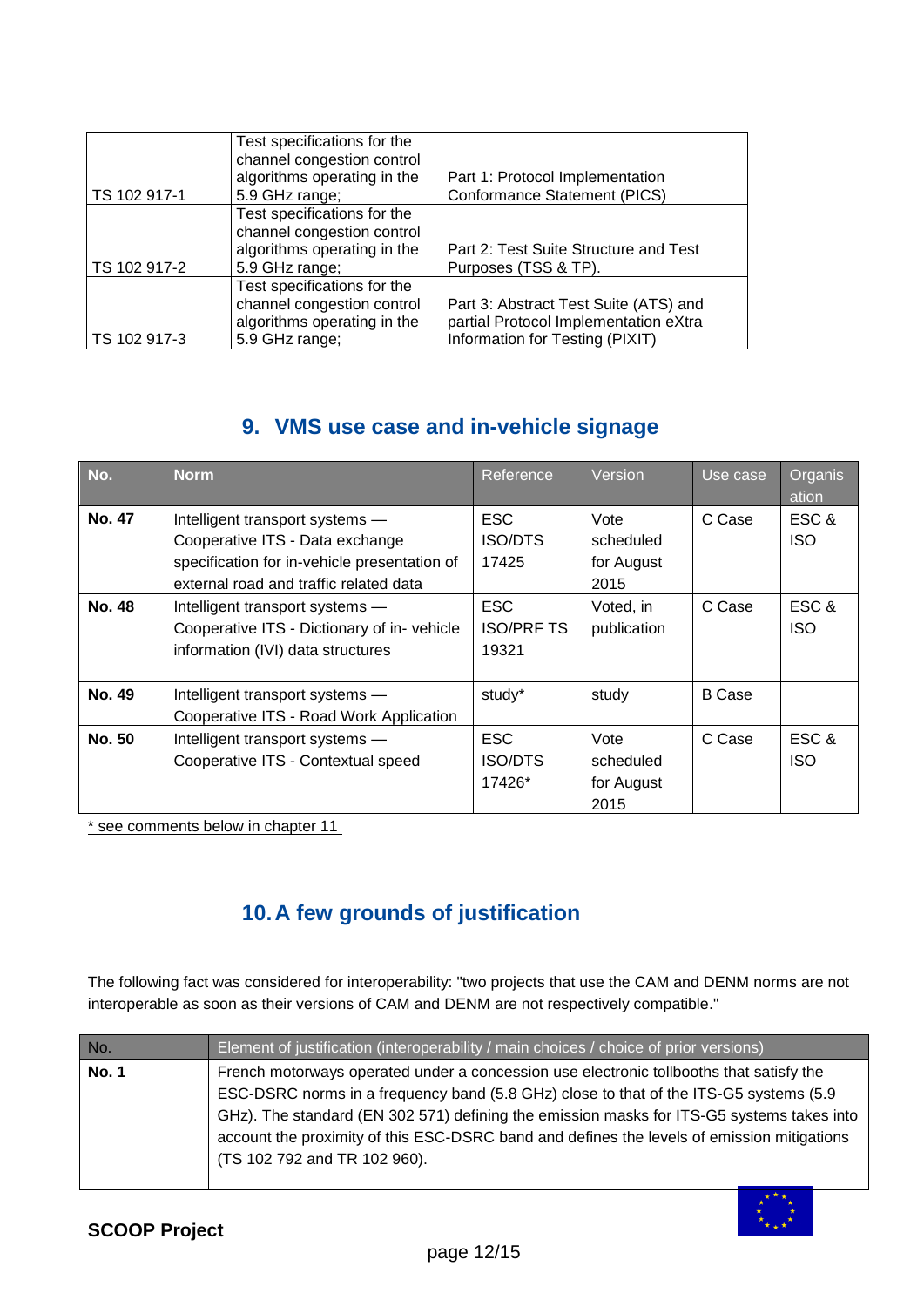| TS 102 917-1 | Test specifications for the channel congestion control algorithms operating in the 5.9 GHz range; | Part 1: Protocol Implementation Conformance Statement (PICS) |
|---|---|---|
| TS 102 917-2 | Test specifications for the channel congestion control algorithms operating in the 5.9 GHz range; | Part 2: Test Suite Structure and Test Purposes (TSS & TP). |
| TS 102 917-3 | Test specifications for the channel congestion control algorithms operating in the 5.9 GHz range; | Part 3: Abstract Test Suite (ATS) and partial Protocol Implementation eXtra Information for Testing (PIXIT) |

## 9. VMS use case and in-vehicle signage

| No. | Norm | Reference | Version | Use case | Organisation |
|---|---|---|---|---|---|
| **No. 47** | Intelligent transport systems — Cooperative ITS - Data exchange specification for in-vehicle presentation of external road and traffic related data | ESC ISO/DTS 17425 | Vote scheduled for August 2015 | C Case | ESC & ISO |
| **No. 48** | Intelligent transport systems — Cooperative ITS - Dictionary of in- vehicle information (IVI) data structures | ESC ISO/PRF TS 19321 | Voted, in publication | C Case | ESC & ISO |
| **No. 49** | Intelligent transport systems — Cooperative ITS - Road Work Application | study* | study | B Case | |
| **No. 50** | Intelligent transport systems — Cooperative ITS - Contextual speed | ESC ISO/DTS 17426* | Vote scheduled for August 2015 | C Case | ESC & ISO |

\* see comments below in chapter 11

## 10. A few grounds of justification

The following fact was considered for interoperability: "two projects that use the CAM and DENM norms are not interoperable as soon as their versions of CAM and DENM are not respectively compatible."

| No. | Element of justification (interoperability / main choices / choice of prior versions) |
|---|---|
| **No. 1** | French motorways operated under a concession use electronic tollbooths that satisfy the ESC-DSRC norms in a frequency band (5.8 GHz) close to that of the ITS-G5 systems (5.9 GHz). The standard (EN 302 571) defining the emission masks for ITS-G5 systems takes into account the proximity of this ESC-DSRC band and defines the levels of emission mitigations (TS 102 792 and TR 102 960). |

**SCOOP Project**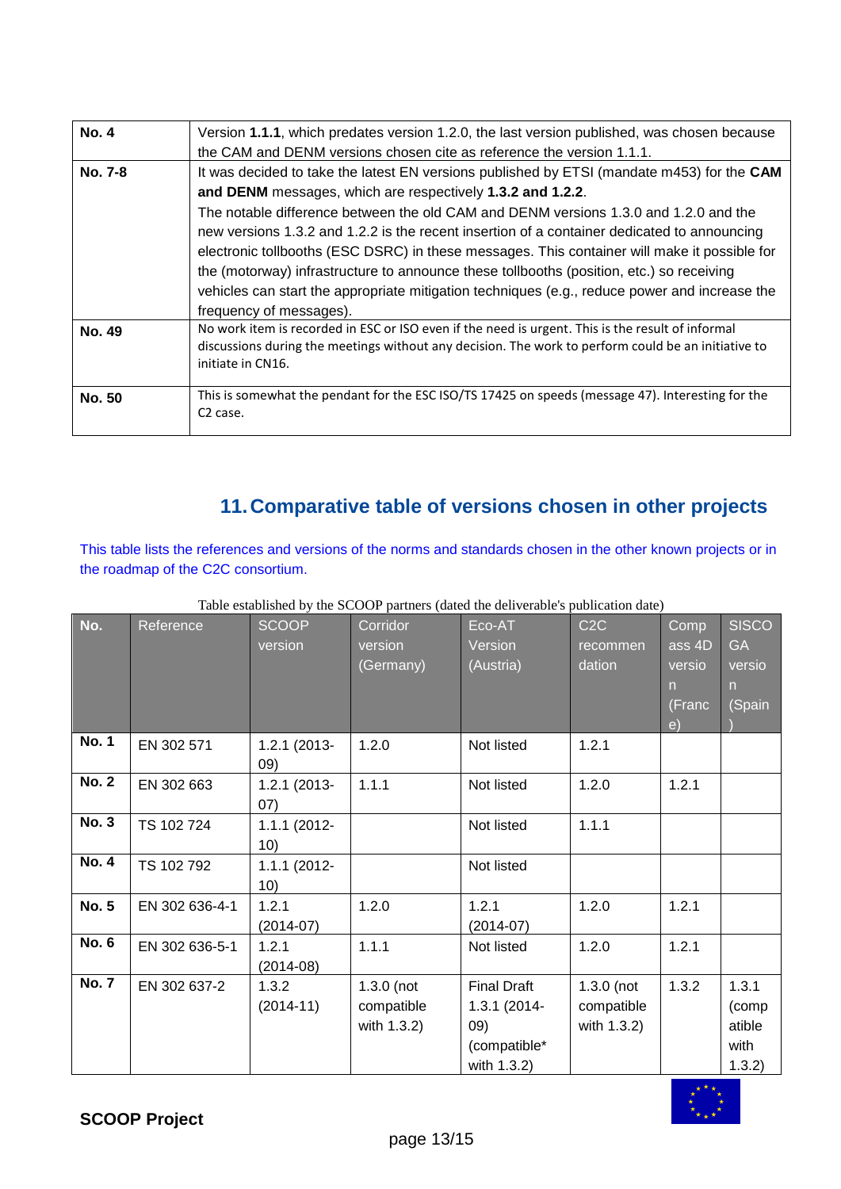| | |
|---|---|
| **No. 4** | Version **1.1.1**, which predates version 1.2.0, the last version published, was chosen because the CAM and DENM versions chosen cite as reference the version 1.1.1. |
| **No. 7-8** | It was decided to take the latest EN versions published by ETSI (mandate m453) for the **CAM and DENM** messages, which are respectively **1.3.2 and 1.2.2**. The notable difference between the old CAM and DENM versions 1.3.0 and 1.2.0 and the new versions 1.3.2 and 1.2.2 is the recent insertion of a container dedicated to announcing electronic tollbooths (ESC DSRC) in these messages. This container will make it possible for the (motorway) infrastructure to announce these tollbooths (position, etc.) so receiving vehicles can start the appropriate mitigation techniques (e.g., reduce power and increase the frequency of messages). |
| **No. 49** | No work item is recorded in ESC or ISO even if the need is urgent. This is the result of informal discussions during the meetings without any decision. The work to perform could be an initiative to initiate in CN16. |
| **No. 50** | This is somewhat the pendant for the ESC ISO/TS 17425 on speeds (message 47). Interesting for the C2 case. |

## 11. Comparative table of versions chosen in other projects

This table lists the references and versions of the norms and standards chosen in the other known projects or in the roadmap of the C2C consortium.

Table established by the SCOOP partners (dated the deliverable's publication date)

| No. | Reference | SCOOP version | Corridor version (Germany) | Eco-AT Version (Austria) | C2C recommendation | Compass 4D version (France) | SISCOGA version (Spain) |
|---|---|---|---|---|---|---|---|
| **No. 1** | EN 302 571 | 1.2.1 (2013-09) | 1.2.0 | Not listed | 1.2.1 | | |
| **No. 2** | EN 302 663 | 1.2.1 (2013-07) | 1.1.1 | Not listed | 1.2.0 | 1.2.1 | |
| **No. 3** | TS 102 724 | 1.1.1 (2012-10) | | Not listed | 1.1.1 | | |
| **No. 4** | TS 102 792 | 1.1.1 (2012-10) | | Not listed | | | |
| **No. 5** | EN 302 636-4-1 | 1.2.1 (2014-07) | 1.2.0 | 1.2.1 (2014-07) | 1.2.0 | 1.2.1 | |
| **No. 6** | EN 302 636-5-1 | 1.2.1 (2014-08) | 1.1.1 | Not listed | 1.2.0 | 1.2.1 | |
| **No. 7** | EN 302 637-2 | 1.3.2 (2014-11) | 1.3.0 (not compatible with 1.3.2) | Final Draft 1.3.1 (2014-09) (compatible* with 1.3.2) | 1.3.0 (not compatible with 1.3.2) | 1.3.2 | 1.3.1 (compatible with 1.3.2) |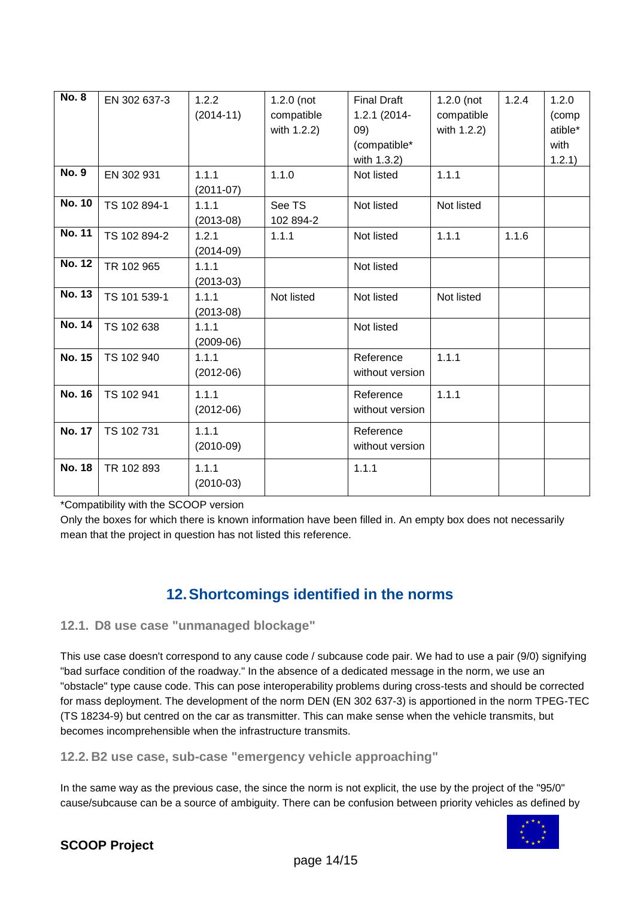| **No. 8** | EN 302 637-3 | 1.2.2 (2014-11) | 1.2.0 (not compatible with 1.2.2) | Final Draft 1.2.1 (2014-09) (compatible* with 1.3.2) | 1.2.0 (not compatible with 1.2.2) | 1.2.4 | 1.2.0 (compatible* with 1.2.1) |
|---|---|---|---|---|---|---|---|
| **No. 9** | EN 302 931 | 1.1.1 (2011-07) | 1.1.0 | Not listed | 1.1.1 | | |
| **No. 10** | TS 102 894-1 | 1.1.1 (2013-08) | See TS 102 894-2 | Not listed | Not listed | | |
| **No. 11** | TS 102 894-2 | 1.2.1 (2014-09) | 1.1.1 | Not listed | 1.1.1 | 1.1.6 | |
| **No. 12** | TR 102 965 | 1.1.1 (2013-03) | | Not listed | | | |
| **No. 13** | TS 101 539-1 | 1.1.1 (2013-08) | Not listed | Not listed | Not listed | | |
| **No. 14** | TS 102 638 | 1.1.1 (2009-06) | | Not listed | | | |
| **No. 15** | TS 102 940 | 1.1.1 (2012-06) | | Reference without version | 1.1.1 | | |
| **No. 16** | TS 102 941 | 1.1.1 (2012-06) | | Reference without version | 1.1.1 | | |
| **No. 17** | TS 102 731 | 1.1.1 (2010-09) | | Reference without version | | | |
| **No. 18** | TR 102 893 | 1.1.1 (2010-03) | | 1.1.1 | | | |

*Compatibility with the SCOOP version

Only the boxes for which there is known information have been filled in. An empty box does not necessarily mean that the project in question has not listed this reference.

# 12. Shortcomings identified in the norms

## 12.1. D8 use case "unmanaged blockage"

This use case doesn't correspond to any cause code / subcause code pair. We had to use a pair (9/0) signifying "bad surface condition of the roadway." In the absence of a dedicated message in the norm, we use an "obstacle" type cause code. This can pose interoperability problems during cross-tests and should be corrected for mass deployment. The development of the norm DEN (EN 302 637-3) is apportioned in the norm TPEG-TEC (TS 18234-9) but centred on the car as transmitter. This can make sense when the vehicle transmits, but becomes incomprehensible when the infrastructure transmits.

## 12.2. B2 use case, sub-case "emergency vehicle approaching"

In the same way as the previous case, the since the norm is not explicit, the use by the project of the "95/0" cause/subcause can be a source of ambiguity. There can be confusion between priority vehicles as defined by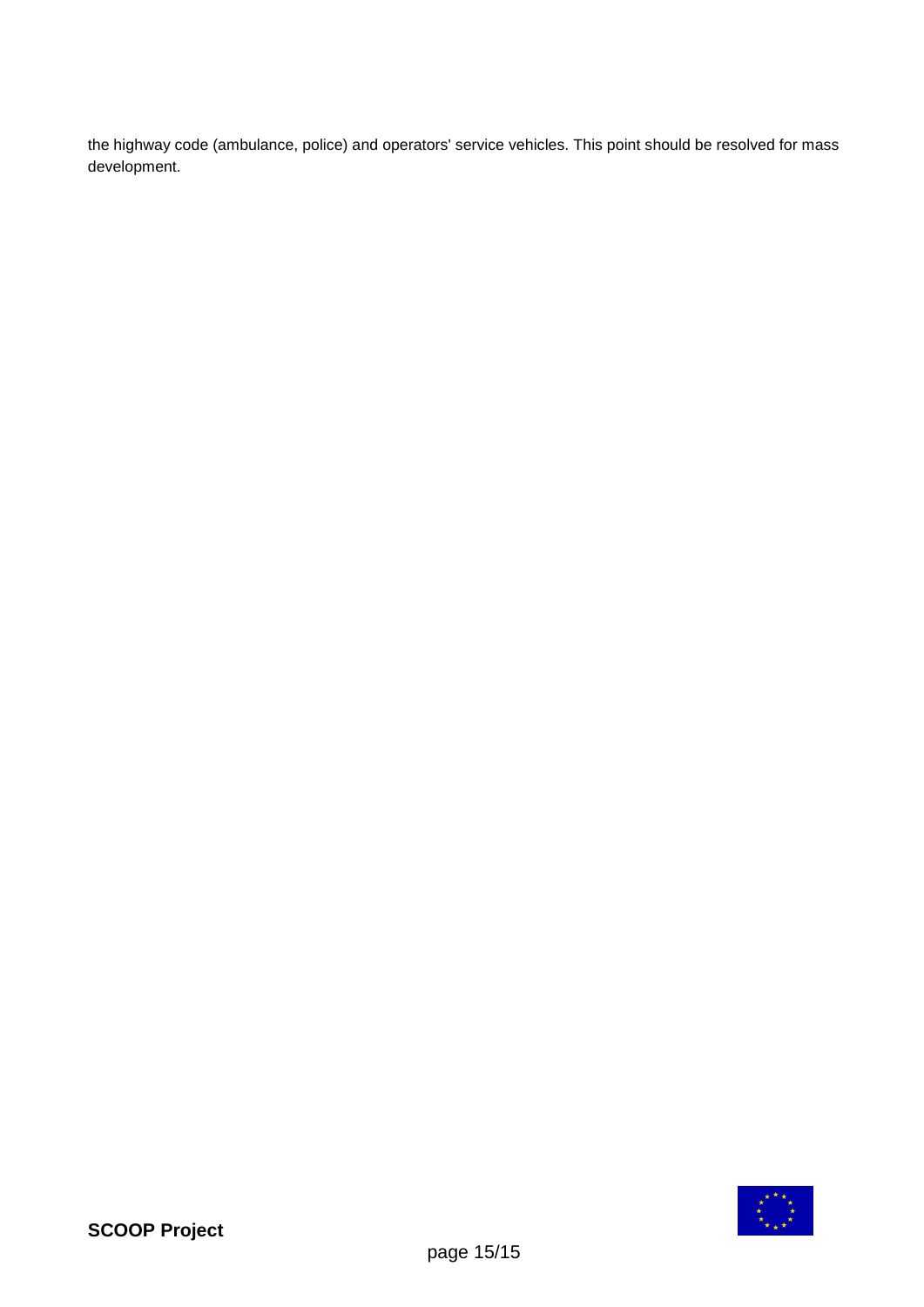the highway code (ambulance, police) and operators' service vehicles. This point should be resolved for mass development.